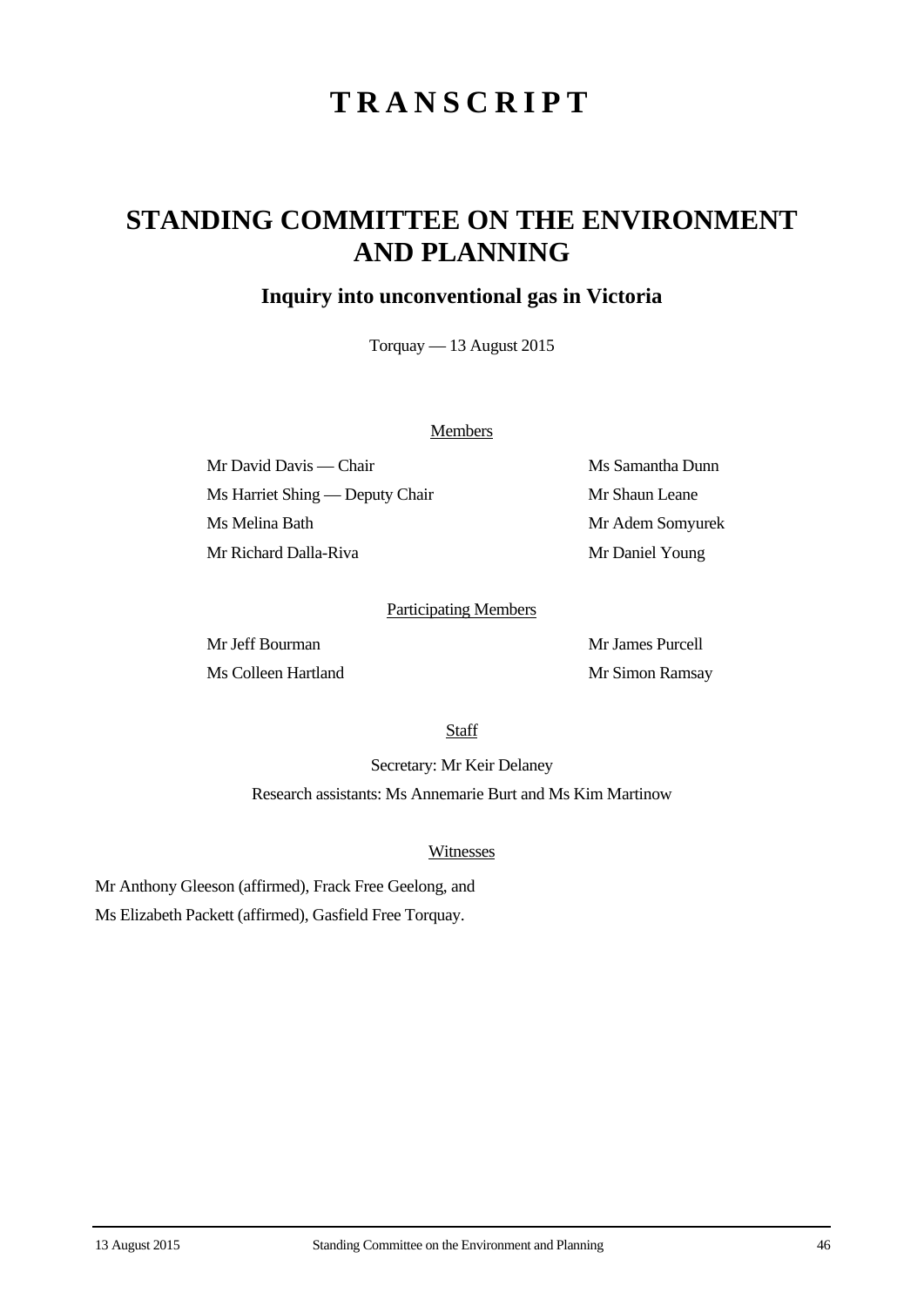# TRANSCRIPT

## STANDING COMMITTEE ON THE ENVIRONMENT AND PLANNING

### Inquiry into unconventional gas in Victoria

Torquay — 13 August 2015

Members

Mr David Davis — Chair

Ms Harriet Shing — Deputy Chair

Ms Melina Bath

Mr Richard Dalla-Riva

Ms Samantha Dunn

Mr Shaun Leane

Mr Adem Somyurek

Mr Daniel Young

Participating Members

Mr Jeff Bourman

Ms Colleen Hartland

Mr James Purcell

Mr Simon Ramsay

Staff

Secretary: Mr Keir Delaney

Research assistants: Ms Annemarie Burt and Ms Kim Martinow

Witnesses

Mr Anthony Gleeson (affirmed), Frack Free Geelong, and

Ms Elizabeth Packett (affirmed), Gasfield Free Torquay.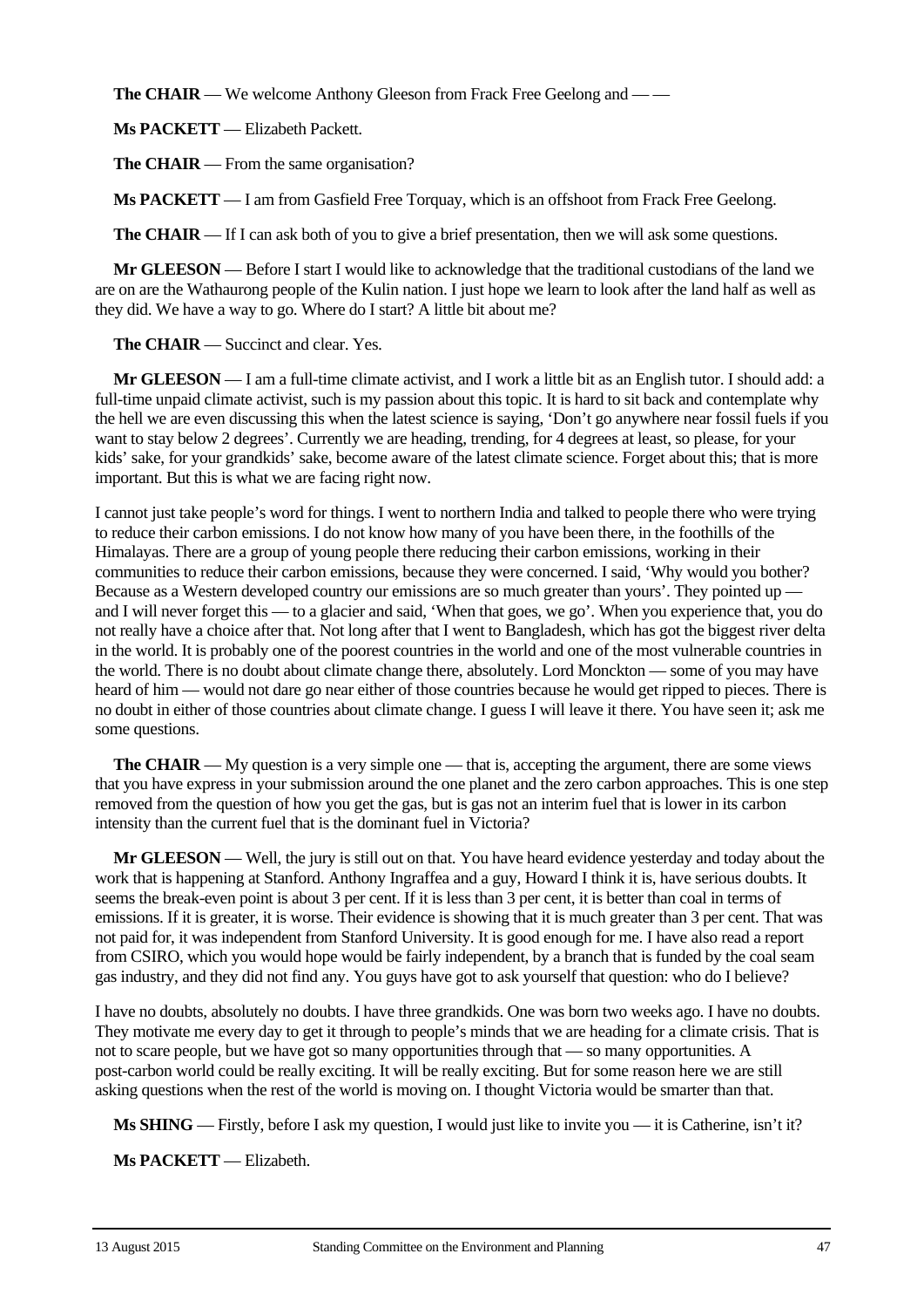**The CHAIR** — We welcome Anthony Gleeson from Frack Free Geelong and — —

**Ms PACKETT** — Elizabeth Packett.

**The CHAIR** — From the same organisation?

**Ms PACKETT** — I am from Gasfield Free Torquay, which is an offshoot from Frack Free Geelong.

**The CHAIR** — If I can ask both of you to give a brief presentation, then we will ask some questions.

**Mr GLEESON** — Before I start I would like to acknowledge that the traditional custodians of the land we are on are the Wathaurong people of the Kulin nation. I just hope we learn to look after the land half as well as they did. We have a way to go. Where do I start? A little bit about me?

**The CHAIR** — Succinct and clear. Yes.

**Mr GLEESON** — I am a full-time climate activist, and I work a little bit as an English tutor. I should add: a full-time unpaid climate activist, such is my passion about this topic. It is hard to sit back and contemplate why the hell we are even discussing this when the latest science is saying, 'Don't go anywhere near fossil fuels if you want to stay below 2 degrees'. Currently we are heading, trending, for 4 degrees at least, so please, for your kids' sake, for your grandkids' sake, become aware of the latest climate science. Forget about this; that is more important. But this is what we are facing right now.

I cannot just take people's word for things. I went to northern India and talked to people there who were trying to reduce their carbon emissions. I do not know how many of you have been there, in the foothills of the Himalayas. There are a group of young people there reducing their carbon emissions, working in their communities to reduce their carbon emissions, because they were concerned. I said, 'Why would you bother? Because as a Western developed country our emissions are so much greater than yours'. They pointed up — and I will never forget this — to a glacier and said, 'When that goes, we go'. When you experience that, you do not really have a choice after that. Not long after that I went to Bangladesh, which has got the biggest river delta in the world. It is probably one of the poorest countries in the world and one of the most vulnerable countries in the world. There is no doubt about climate change there, absolutely. Lord Monckton — some of you may have heard of him — would not dare go near either of those countries because he would get ripped to pieces. There is no doubt in either of those countries about climate change. I guess I will leave it there. You have seen it; ask me some questions.

**The CHAIR** — My question is a very simple one — that is, accepting the argument, there are some views that you have express in your submission around the one planet and the zero carbon approaches. This is one step removed from the question of how you get the gas, but is gas not an interim fuel that is lower in its carbon intensity than the current fuel that is the dominant fuel in Victoria?

**Mr GLEESON** — Well, the jury is still out on that. You have heard evidence yesterday and today about the work that is happening at Stanford. Anthony Ingraffea and a guy, Howard I think it is, have serious doubts. It seems the break-even point is about 3 per cent. If it is less than 3 per cent, it is better than coal in terms of emissions. If it is greater, it is worse. Their evidence is showing that it is much greater than 3 per cent. That was not paid for, it was independent from Stanford University. It is good enough for me. I have also read a report from CSIRO, which you would hope would be fairly independent, by a branch that is funded by the coal seam gas industry, and they did not find any. You guys have got to ask yourself that question: who do I believe?

I have no doubts, absolutely no doubts. I have three grandkids. One was born two weeks ago. I have no doubts. They motivate me every day to get it through to people's minds that we are heading for a climate crisis. That is not to scare people, but we have got so many opportunities through that — so many opportunities. A post-carbon world could be really exciting. It will be really exciting. But for some reason here we are still asking questions when the rest of the world is moving on. I thought Victoria would be smarter than that.

**Ms SHING** — Firstly, before I ask my question, I would just like to invite you — it is Catherine, isn't it?

**Ms PACKETT** — Elizabeth.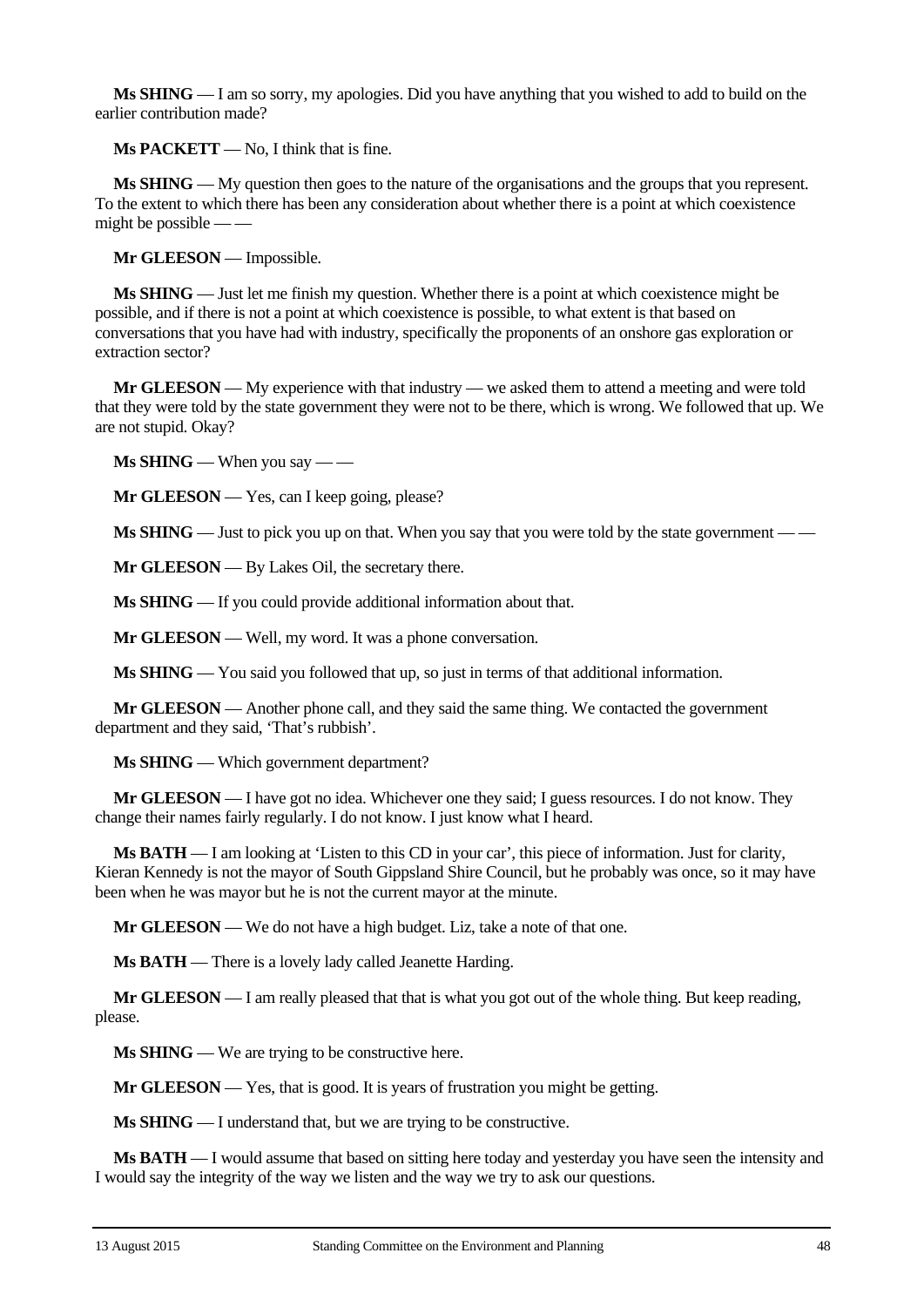**Ms SHING** — I am so sorry, my apologies. Did you have anything that you wished to add to build on the earlier contribution made?

**Ms PACKETT** — No, I think that is fine.

**Ms SHING** — My question then goes to the nature of the organisations and the groups that you represent. To the extent to which there has been any consideration about whether there is a point at which coexistence might be possible — —

**Mr GLEESON** — Impossible.

**Ms SHING** — Just let me finish my question. Whether there is a point at which coexistence might be possible, and if there is not a point at which coexistence is possible, to what extent is that based on conversations that you have had with industry, specifically the proponents of an onshore gas exploration or extraction sector?

**Mr GLEESON** — My experience with that industry — we asked them to attend a meeting and were told that they were told by the state government they were not to be there, which is wrong. We followed that up. We are not stupid. Okay?

**Ms SHING** — When you say — —

**Mr GLEESON** — Yes, can I keep going, please?

**Ms SHING** — Just to pick you up on that. When you say that you were told by the state government — —

**Mr GLEESON** — By Lakes Oil, the secretary there.

**Ms SHING** — If you could provide additional information about that.

**Mr GLEESON** — Well, my word. It was a phone conversation.

**Ms SHING** — You said you followed that up, so just in terms of that additional information.

**Mr GLEESON** — Another phone call, and they said the same thing. We contacted the government department and they said, 'That's rubbish'.

**Ms SHING** — Which government department?

**Mr GLEESON** — I have got no idea. Whichever one they said; I guess resources. I do not know. They change their names fairly regularly. I do not know. I just know what I heard.

**Ms BATH** — I am looking at 'Listen to this CD in your car', this piece of information. Just for clarity, Kieran Kennedy is not the mayor of South Gippsland Shire Council, but he probably was once, so it may have been when he was mayor but he is not the current mayor at the minute.

**Mr GLEESON** — We do not have a high budget. Liz, take a note of that one.

**Ms BATH** — There is a lovely lady called Jeanette Harding.

**Mr GLEESON** — I am really pleased that that is what you got out of the whole thing. But keep reading, please.

**Ms SHING** — We are trying to be constructive here.

**Mr GLEESON** — Yes, that is good. It is years of frustration you might be getting.

**Ms SHING** — I understand that, but we are trying to be constructive.

**Ms BATH** — I would assume that based on sitting here today and yesterday you have seen the intensity and I would say the integrity of the way we listen and the way we try to ask our questions.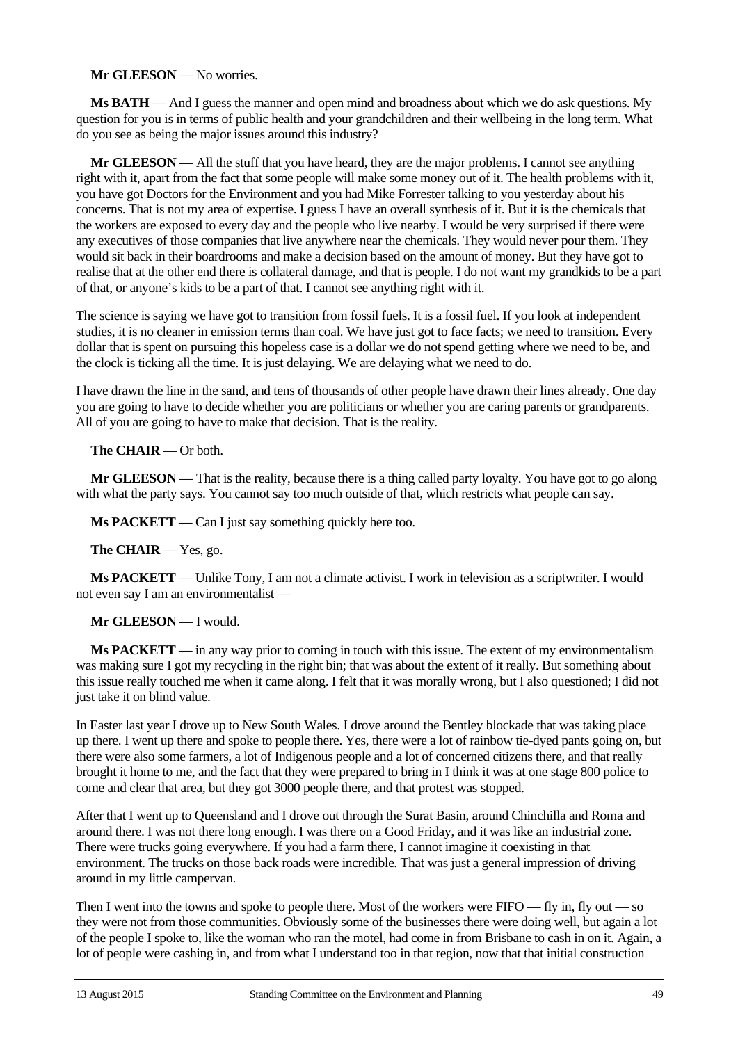**Mr GLEESON** — No worries.

**Ms BATH** — And I guess the manner and open mind and broadness about which we do ask questions. My question for you is in terms of public health and your grandchildren and their wellbeing in the long term. What do you see as being the major issues around this industry?

**Mr GLEESON** — All the stuff that you have heard, they are the major problems. I cannot see anything right with it, apart from the fact that some people will make some money out of it. The health problems with it, you have got Doctors for the Environment and you had Mike Forrester talking to you yesterday about his concerns. That is not my area of expertise. I guess I have an overall synthesis of it. But it is the chemicals that the workers are exposed to every day and the people who live nearby. I would be very surprised if there were any executives of those companies that live anywhere near the chemicals. They would never pour them. They would sit back in their boardrooms and make a decision based on the amount of money. But they have got to realise that at the other end there is collateral damage, and that is people. I do not want my grandkids to be a part of that, or anyone's kids to be a part of that. I cannot see anything right with it.

The science is saying we have got to transition from fossil fuels. It is a fossil fuel. If you look at independent studies, it is no cleaner in emission terms than coal. We have just got to face facts; we need to transition. Every dollar that is spent on pursuing this hopeless case is a dollar we do not spend getting where we need to be, and the clock is ticking all the time. It is just delaying. We are delaying what we need to do.

I have drawn the line in the sand, and tens of thousands of other people have drawn their lines already. One day you are going to have to decide whether you are politicians or whether you are caring parents or grandparents. All of you are going to have to make that decision. That is the reality.

**The CHAIR** — Or both.

**Mr GLEESON** — That is the reality, because there is a thing called party loyalty. You have got to go along with what the party says. You cannot say too much outside of that, which restricts what people can say.

**Ms PACKETT** — Can I just say something quickly here too.

**The CHAIR** — Yes, go.

**Ms PACKETT** — Unlike Tony, I am not a climate activist. I work in television as a scriptwriter. I would not even say I am an environmentalist —

**Mr GLEESON** — I would.

**Ms PACKETT** — in any way prior to coming in touch with this issue. The extent of my environmentalism was making sure I got my recycling in the right bin; that was about the extent of it really. But something about this issue really touched me when it came along. I felt that it was morally wrong, but I also questioned; I did not just take it on blind value.

In Easter last year I drove up to New South Wales. I drove around the Bentley blockade that was taking place up there. I went up there and spoke to people there. Yes, there were a lot of rainbow tie-dyed pants going on, but there were also some farmers, a lot of Indigenous people and a lot of concerned citizens there, and that really brought it home to me, and the fact that they were prepared to bring in I think it was at one stage 800 police to come and clear that area, but they got 3000 people there, and that protest was stopped.

After that I went up to Queensland and I drove out through the Surat Basin, around Chinchilla and Roma and around there. I was not there long enough. I was there on a Good Friday, and it was like an industrial zone. There were trucks going everywhere. If you had a farm there, I cannot imagine it coexisting in that environment. The trucks on those back roads were incredible. That was just a general impression of driving around in my little campervan.

Then I went into the towns and spoke to people there. Most of the workers were FIFO — fly in, fly out — so they were not from those communities. Obviously some of the businesses there were doing well, but again a lot of the people I spoke to, like the woman who ran the motel, had come in from Brisbane to cash in on it. Again, a lot of people were cashing in, and from what I understand too in that region, now that that initial construction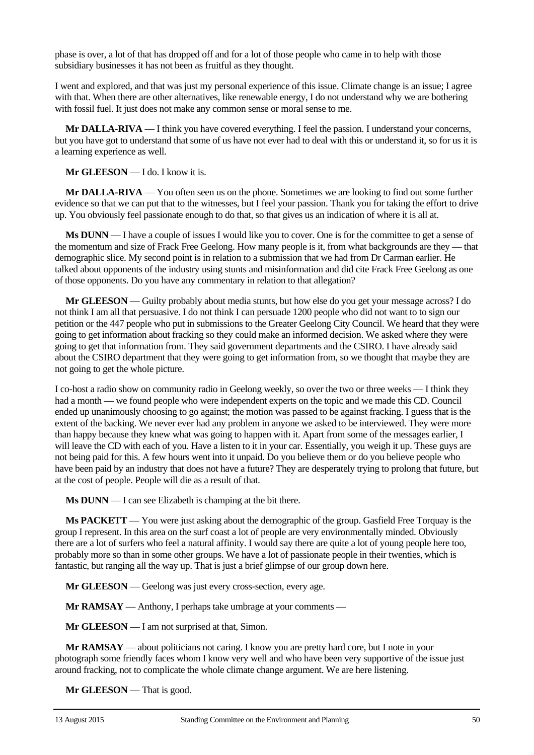phase is over, a lot of that has dropped off and for a lot of those people who came in to help with those subsidiary businesses it has not been as fruitful as they thought.

I went and explored, and that was just my personal experience of this issue. Climate change is an issue; I agree with that. When there are other alternatives, like renewable energy, I do not understand why we are bothering with fossil fuel. It just does not make any common sense or moral sense to me.

**Mr DALLA-RIVA** — I think you have covered everything. I feel the passion. I understand your concerns, but you have got to understand that some of us have not ever had to deal with this or understand it, so for us it is a learning experience as well.

**Mr GLEESON** — I do. I know it is.

**Mr DALLA-RIVA** — You often seen us on the phone. Sometimes we are looking to find out some further evidence so that we can put that to the witnesses, but I feel your passion. Thank you for taking the effort to drive up. You obviously feel passionate enough to do that, so that gives us an indication of where it is all at.

**Ms DUNN** — I have a couple of issues I would like you to cover. One is for the committee to get a sense of the momentum and size of Frack Free Geelong. How many people is it, from what backgrounds are they — that demographic slice. My second point is in relation to a submission that we had from Dr Carman earlier. He talked about opponents of the industry using stunts and misinformation and did cite Frack Free Geelong as one of those opponents. Do you have any commentary in relation to that allegation?

**Mr GLEESON** — Guilty probably about media stunts, but how else do you get your message across? I do not think I am all that persuasive. I do not think I can persuade 1200 people who did not want to to sign our petition or the 447 people who put in submissions to the Greater Geelong City Council. We heard that they were going to get information about fracking so they could make an informed decision. We asked where they were going to get that information from. They said government departments and the CSIRO. I have already said about the CSIRO department that they were going to get information from, so we thought that maybe they are not going to get the whole picture.

I co-host a radio show on community radio in Geelong weekly, so over the two or three weeks — I think they had a month — we found people who were independent experts on the topic and we made this CD. Council ended up unanimously choosing to go against; the motion was passed to be against fracking. I guess that is the extent of the backing. We never ever had any problem in anyone we asked to be interviewed. They were more than happy because they knew what was going to happen with it. Apart from some of the messages earlier, I will leave the CD with each of you. Have a listen to it in your car. Essentially, you weigh it up. These guys are not being paid for this. A few hours went into it unpaid. Do you believe them or do you believe people who have been paid by an industry that does not have a future? They are desperately trying to prolong that future, but at the cost of people. People will die as a result of that.

**Ms DUNN** — I can see Elizabeth is champing at the bit there.

**Ms PACKETT** — You were just asking about the demographic of the group. Gasfield Free Torquay is the group I represent. In this area on the surf coast a lot of people are very environmentally minded. Obviously there are a lot of surfers who feel a natural affinity. I would say there are quite a lot of young people here too, probably more so than in some other groups. We have a lot of passionate people in their twenties, which is fantastic, but ranging all the way up. That is just a brief glimpse of our group down here.

**Mr GLEESON** — Geelong was just every cross-section, every age.

**Mr RAMSAY** — Anthony, I perhaps take umbrage at your comments —

**Mr GLEESON** — I am not surprised at that, Simon.

**Mr RAMSAY** — about politicians not caring. I know you are pretty hard core, but I note in your photograph some friendly faces whom I know very well and who have been very supportive of the issue just around fracking, not to complicate the whole climate change argument. We are here listening.

**Mr GLEESON** — That is good.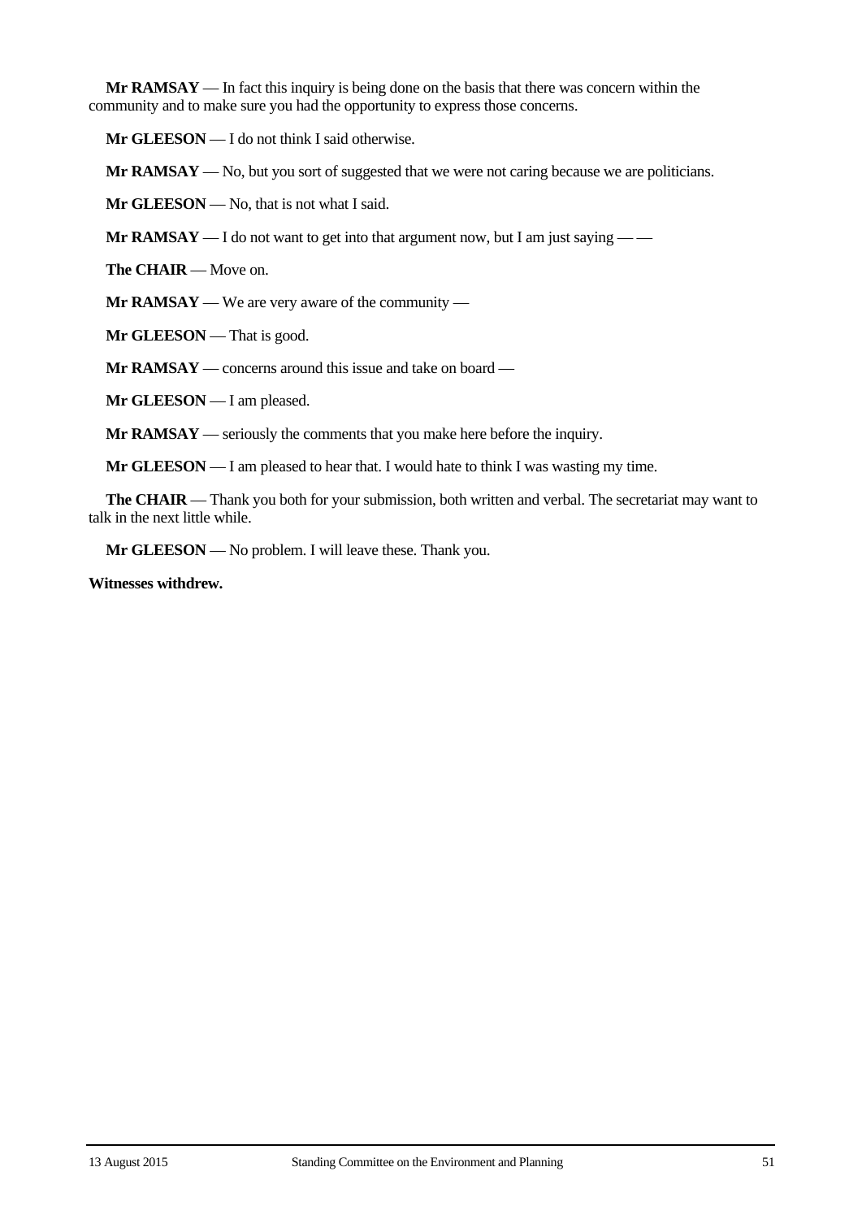**Mr RAMSAY** — In fact this inquiry is being done on the basis that there was concern within the community and to make sure you had the opportunity to express those concerns.

**Mr GLEESON** — I do not think I said otherwise.

**Mr RAMSAY** — No, but you sort of suggested that we were not caring because we are politicians.

**Mr GLEESON** — No, that is not what I said.

**Mr RAMSAY** — I do not want to get into that argument now, but I am just saying — —

**The CHAIR** — Move on.

**Mr RAMSAY** — We are very aware of the community —

**Mr GLEESON** — That is good.

**Mr RAMSAY** — concerns around this issue and take on board —

**Mr GLEESON** — I am pleased.

**Mr RAMSAY** — seriously the comments that you make here before the inquiry.

**Mr GLEESON** — I am pleased to hear that. I would hate to think I was wasting my time.

**The CHAIR** — Thank you both for your submission, both written and verbal. The secretariat may want to talk in the next little while.

**Mr GLEESON** — No problem. I will leave these. Thank you.

**Witnesses withdrew.**